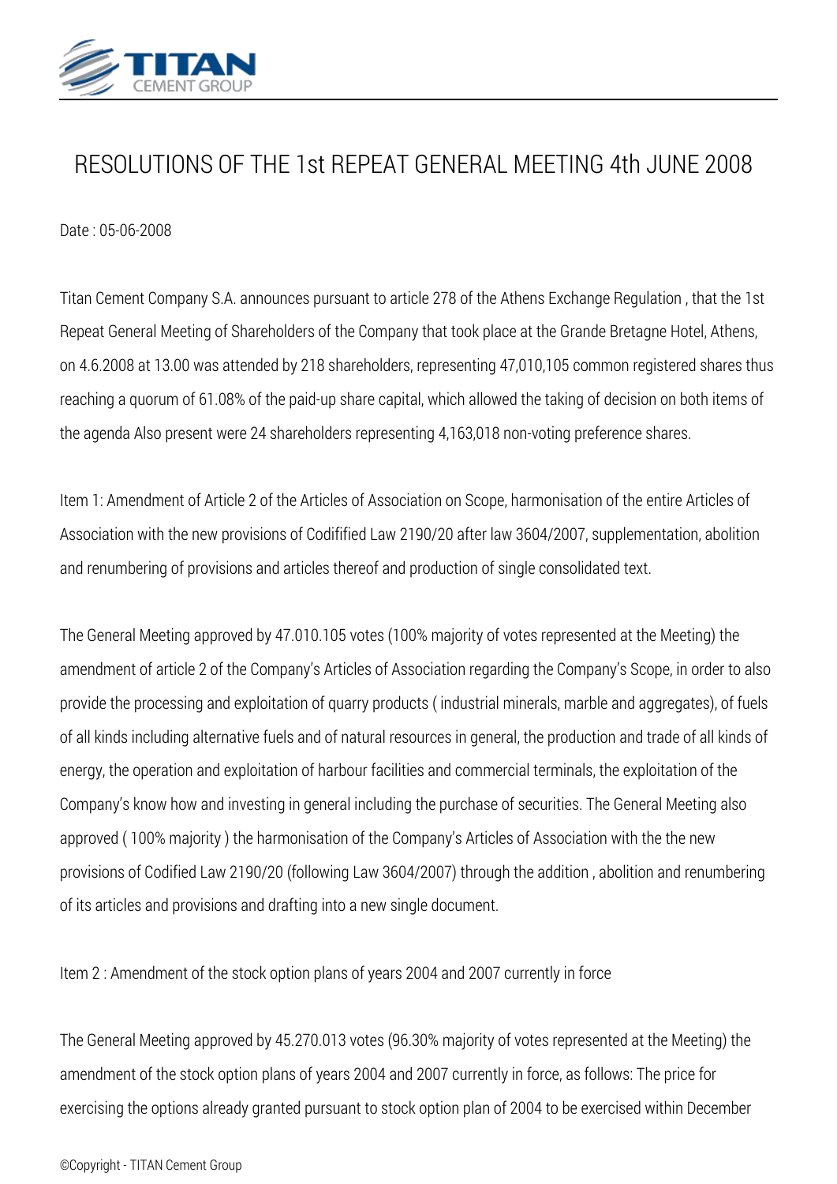# RESOLUTIONS OF THE 1st REPEAT GENERAL MEETING 4th JUNE 2008

Date : 05-06-2008

Titan Cement Company S.A. announces pursuant to article 278 of the Athens Exchange Regulation , that the 1st Repeat General Meeting of Shareholders of the Company that took place at the Grande Bretagne Hotel, Athens, on 4.6.2008 at 13.00 was attended by 218 shareholders, representing 47,010,105 common registered shares thus reaching a quorum of 61.08% of the paid-up share capital, which allowed the taking of decision on both items of the agenda Also present were 24 shareholders representing 4,163,018 non-voting preference shares.

Item 1: Amendment of Article 2 of the Articles of Association on Scope, harmonisation of the entire Articles of Association with the new provisions of Codified Law 2190/20 after law 3604/2007, supplementation, abolition and renumbering of provisions and articles thereof and production of single consolidated text.

The General Meeting approved by 47.010.105 votes (100% majority of votes represented at the Meeting) the amendment of article 2 of the Company's Articles of Association regarding the Company's Scope, in order to also provide the processing and exploitation of quarry products ( industrial minerals, marble and aggregates), of fuels of all kinds including alternative fuels and of natural resources in general, the production and trade of all kinds of energy, the operation and exploitation of harbour facilities and commercial terminals, the exploitation of the Company's know how and investing in general including the purchase of securities. The General Meeting also approved ( 100% majority ) the harmonisation of the Company's Articles of Association with the the new provisions of Codified Law 2190/20 (following Law 3604/2007) through the addition , abolition and renumbering of its articles and provisions and drafting into a new single document.

Item 2 : Amendment of the stock option plans of years 2004 and 2007 currently in force

The General Meeting approved by 45.270.013 votes (96.30% majority of votes represented at the Meeting) the amendment of the stock option plans of years 2004 and 2007 currently in force, as follows: The price for exercising the options already granted pursuant to stock option plan of 2004 to be exercised within December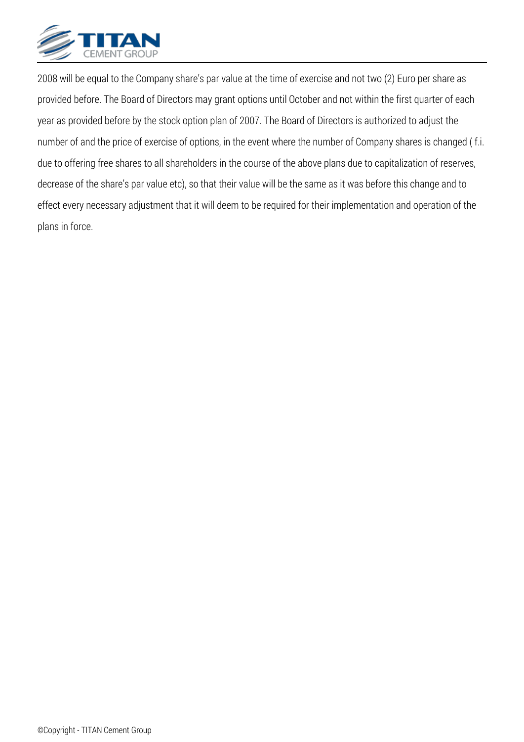2008 will be equal to the Company share's par value at the time of exercise and not two (2) Euro per share as provided before. The Board of Directors may grant options until October and not within the first quarter of each year as provided before by the stock option plan of 2007. The Board of Directors is authorized to adjust the number of and the price of exercise of options, in the event where the number of Company shares is changed ( f.i. due to offering free shares to all shareholders in the course of the above plans due to capitalization of reserves, decrease of the share's par value etc), so that their value will be the same as it was before this change and to effect every necessary adjustment that it will deem to be required for their implementation and operation of the plans in force.